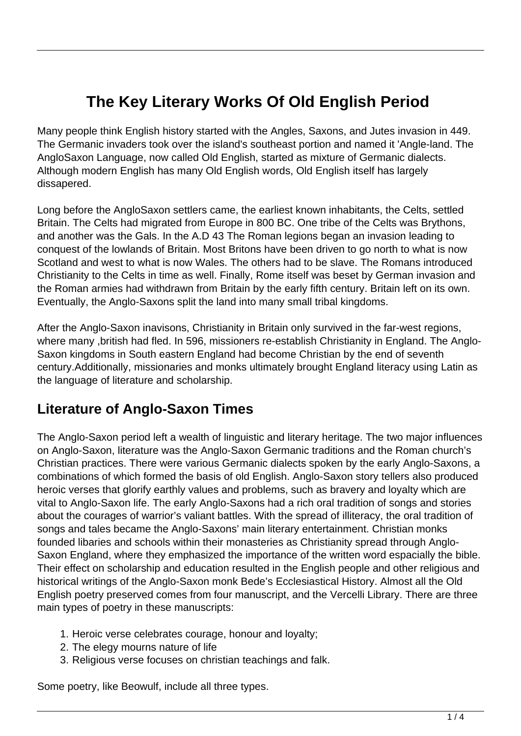# The Key Literary Works Of Old English Period

Many people think English history started with the Angles, Saxons, and Jutes invasion in 449. The Germanic invaders took over the island's southeast portion and named it 'Angle-land. The AngloSaxon Language, now called Old English, started as mixture of Germanic dialects. Although modern English has many Old English words, Old English itself has largely dissapered.

Long before the AngloSaxon settlers came, the earliest known inhabitants, the Celts, settled Britain. The Celts had migrated from Europe in 800 BC. One tribe of the Celts was Brythons, and another was the Gals. In the A.D 43 The Roman legions began an invasion leading to conquest of the lowlands of Britain. Most Britons have been driven to go north to what is now Scotland and west to what is now Wales. The others had to be slave. The Romans introduced Christianity to the Celts in time as well. Finally, Rome itself was beset by German invasion and the Roman armies had withdrawn from Britain by the early fifth century. Britain left on its own. Eventually, the Anglo-Saxons split the land into many small tribal kingdoms.

After the Anglo-Saxon inavisons, Christianity in Britain only survived in the far-west regions, where many ,british had fled. In 596, missioners re-establish Christianity in England. The Anglo-Saxon kingdoms in South eastern England had become Christian by the end of seventh century.Additionally, missionaries and monks ultimately brought England literacy using Latin as the language of literature and scholarship.

## Literature of Anglo-Saxon Times

The Anglo-Saxon period left a wealth of linguistic and literary heritage. The two major influences on Anglo-Saxon, literature was the Anglo-Saxon Germanic traditions and the Roman church's Christian practices. There were various Germanic dialects spoken by the early Anglo-Saxons, a combinations of which formed the basis of old English. Anglo-Saxon story tellers also produced heroic verses that glorify earthly values and problems, such as bravery and loyalty which are vital to Anglo-Saxon life. The early Anglo-Saxons had a rich oral tradition of songs and stories about the courages of warrior's valiant battles. With the spread of illiteracy, the oral tradition of songs and tales became the Anglo-Saxons' main literary entertainment. Christian monks founded libaries and schools within their monasteries as Christianity spread through Anglo-Saxon England, where they emphasized the importance of the written word espacially the bible. Their effect on scholarship and education resulted in the English people and other religious and historical writings of the Anglo-Saxon monk Bede's Ecclesiastical History. Almost all the Old English poetry preserved comes from four manuscript, and the Vercelli Library. There are three main types of poetry in these manuscripts:

1. Heroic verse celebrates courage, honour and loyalty;
2. The elegy mourns nature of life
3. Religious verse focuses on christian teachings and falk.

Some poetry, like Beowulf, include all three types.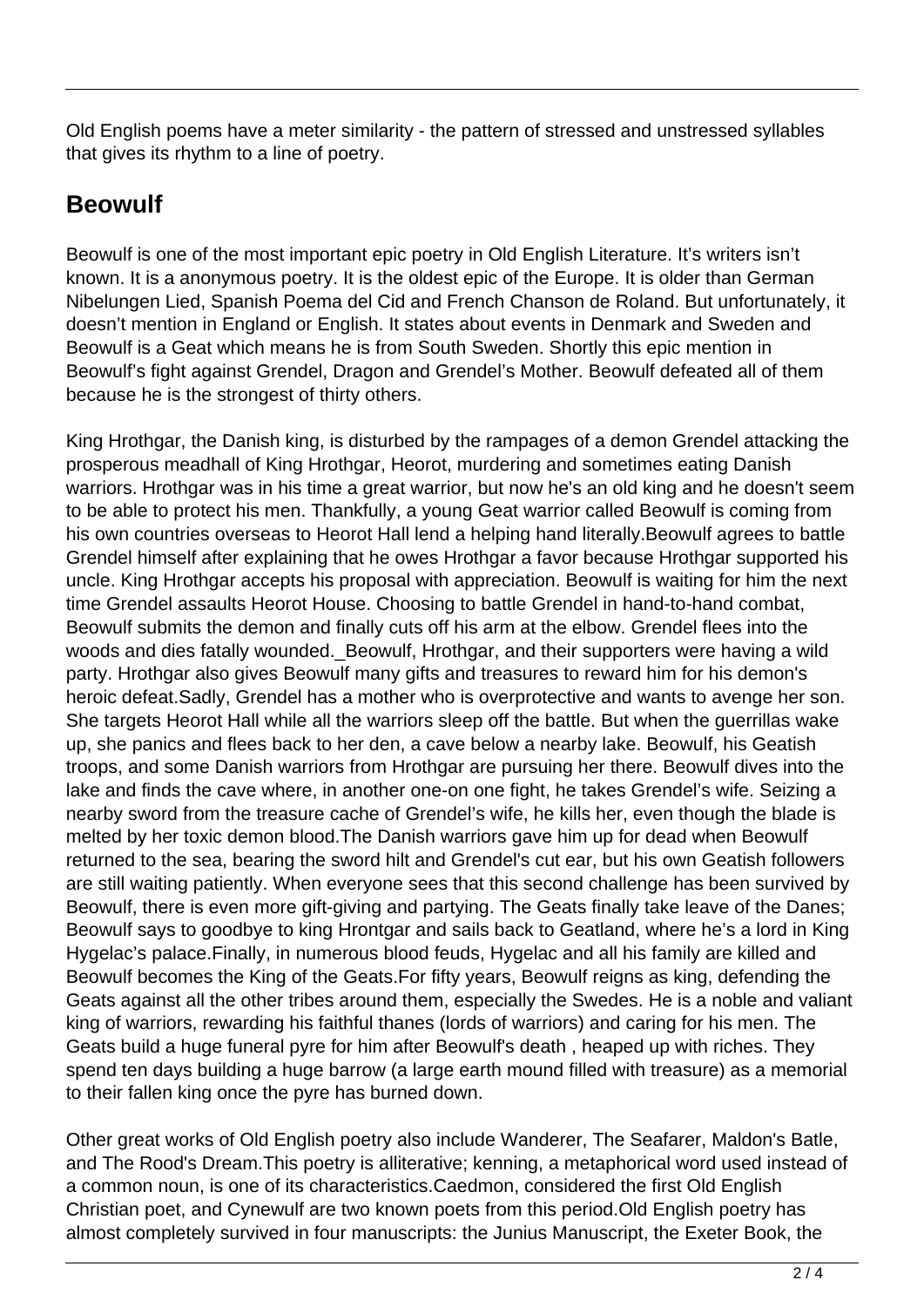Old English poems have a meter similarity - the pattern of stressed and unstressed syllables that gives its rhythm to a line of poetry.

## Beowulf

Beowulf is one of the most important epic poetry in Old English Literature. It's writers isn't known. It is a anonymous poetry. It is the oldest epic of the Europe. It is older than German Nibelungen Lied, Spanish Poema del Cid and French Chanson de Roland. But unfortunately, it doesn't mention in England or English. It states about events in Denmark and Sweden and Beowulf is a Geat which means he is from South Sweden. Shortly this epic mention in Beowulf's fight against Grendel, Dragon and Grendel's Mother. Beowulf defeated all of them because he is the strongest of thirty others.

King Hrothgar, the Danish king, is disturbed by the rampages of a demon Grendel attacking the prosperous meadhall of King Hrothgar, Heorot, murdering and sometimes eating Danish warriors. Hrothgar was in his time a great warrior, but now he's an old king and he doesn't seem to be able to protect his men. Thankfully, a young Geat warrior called Beowulf is coming from his own countries overseas to Heorot Hall lend a helping hand literally.Beowulf agrees to battle Grendel himself after explaining that he owes Hrothgar a favor because Hrothgar supported his uncle. King Hrothgar accepts his proposal with appreciation. Beowulf is waiting for him the next time Grendel assaults Heorot House. Choosing to battle Grendel in hand-to-hand combat, Beowulf submits the demon and finally cuts off his arm at the elbow. Grendel flees into the woods and dies fatally wounded._Beowulf, Hrothgar, and their supporters were having a wild party. Hrothgar also gives Beowulf many gifts and treasures to reward him for his demon's heroic defeat.Sadly, Grendel has a mother who is overprotective and wants to avenge her son. She targets Heorot Hall while all the warriors sleep off the battle. But when the guerrillas wake up, she panics and flees back to her den, a cave below a nearby lake. Beowulf, his Geatish troops, and some Danish warriors from Hrothgar are pursuing her there. Beowulf dives into the lake and finds the cave where, in another one-on one fight, he takes Grendel's wife. Seizing a nearby sword from the treasure cache of Grendel's wife, he kills her, even though the blade is melted by her toxic demon blood.The Danish warriors gave him up for dead when Beowulf returned to the sea, bearing the sword hilt and Grendel's cut ear, but his own Geatish followers are still waiting patiently. When everyone sees that this second challenge has been survived by Beowulf, there is even more gift-giving and partying. The Geats finally take leave of the Danes; Beowulf says to goodbye to king Hrontgar and sails back to Geatland, where he's a lord in King Hygelac's palace.Finally, in numerous blood feuds, Hygelac and all his family are killed and Beowulf becomes the King of the Geats.For fifty years, Beowulf reigns as king, defending the Geats against all the other tribes around them, especially the Swedes. He is a noble and valiant king of warriors, rewarding his faithful thanes (lords of warriors) and caring for his men. The Geats build a huge funeral pyre for him after Beowulf's death , heaped up with riches. They spend ten days building a huge barrow (a large earth mound filled with treasure) as a memorial to their fallen king once the pyre has burned down.

Other great works of Old English poetry also include Wanderer, The Seafarer, Maldon's Batle, and The Rood's Dream.This poetry is alliterative; kenning, a metaphorical word used instead of a common noun, is one of its characteristics.Caedmon, considered the first Old English Christian poet, and Cynewulf are two known poets from this period.Old English poetry has almost completely survived in four manuscripts: the Junius Manuscript, the Exeter Book, the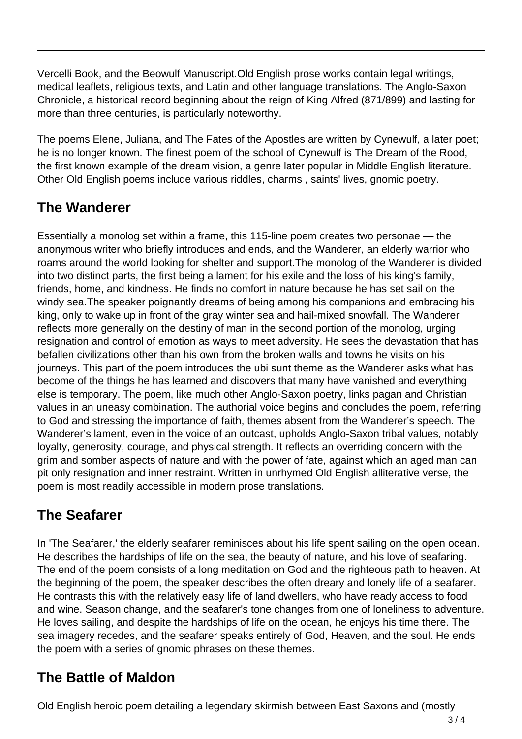Vercelli Book, and the Beowulf Manuscript.Old English prose works contain legal writings, medical leaflets, religious texts, and Latin and other language translations. The Anglo-Saxon Chronicle, a historical record beginning about the reign of King Alfred (871/899) and lasting for more than three centuries, is particularly noteworthy.

The poems Elene, Juliana, and The Fates of the Apostles are written by Cynewulf, a later poet; he is no longer known. The finest poem of the school of Cynewulf is The Dream of the Rood, the first known example of the dream vision, a genre later popular in Middle English literature. Other Old English poems include various riddles, charms , saints' lives, gnomic poetry.

## The Wanderer

Essentially a monolog set within a frame, this 115-line poem creates two personae — the anonymous writer who briefly introduces and ends, and the Wanderer, an elderly warrior who roams around the world looking for shelter and support.The monolog of the Wanderer is divided into two distinct parts, the first being a lament for his exile and the loss of his king's family, friends, home, and kindness. He finds no comfort in nature because he has set sail on the windy sea.The speaker poignantly dreams of being among his companions and embracing his king, only to wake up in front of the gray winter sea and hail-mixed snowfall. The Wanderer reflects more generally on the destiny of man in the second portion of the monolog, urging resignation and control of emotion as ways to meet adversity. He sees the devastation that has befallen civilizations other than his own from the broken walls and towns he visits on his journeys. This part of the poem introduces the ubi sunt theme as the Wanderer asks what has become of the things he has learned and discovers that many have vanished and everything else is temporary. The poem, like much other Anglo-Saxon poetry, links pagan and Christian values in an uneasy combination. The authorial voice begins and concludes the poem, referring to God and stressing the importance of faith, themes absent from the Wanderer's speech. The Wanderer's lament, even in the voice of an outcast, upholds Anglo-Saxon tribal values, notably loyalty, generosity, courage, and physical strength. It reflects an overriding concern with the grim and somber aspects of nature and with the power of fate, against which an aged man can pit only resignation and inner restraint. Written in unrhymed Old English alliterative verse, the poem is most readily accessible in modern prose translations.

## The Seafarer

In 'The Seafarer,' the elderly seafarer reminisces about his life spent sailing on the open ocean. He describes the hardships of life on the sea, the beauty of nature, and his love of seafaring. The end of the poem consists of a long meditation on God and the righteous path to heaven. At the beginning of the poem, the speaker describes the often dreary and lonely life of a seafarer. He contrasts this with the relatively easy life of land dwellers, who have ready access to food and wine. Season change, and the seafarer's tone changes from one of loneliness to adventure. He loves sailing, and despite the hardships of life on the ocean, he enjoys his time there. The sea imagery recedes, and the seafarer speaks entirely of God, Heaven, and the soul. He ends the poem with a series of gnomic phrases on these themes.

## The Battle of Maldon

Old English heroic poem detailing a legendary skirmish between East Saxons and (mostly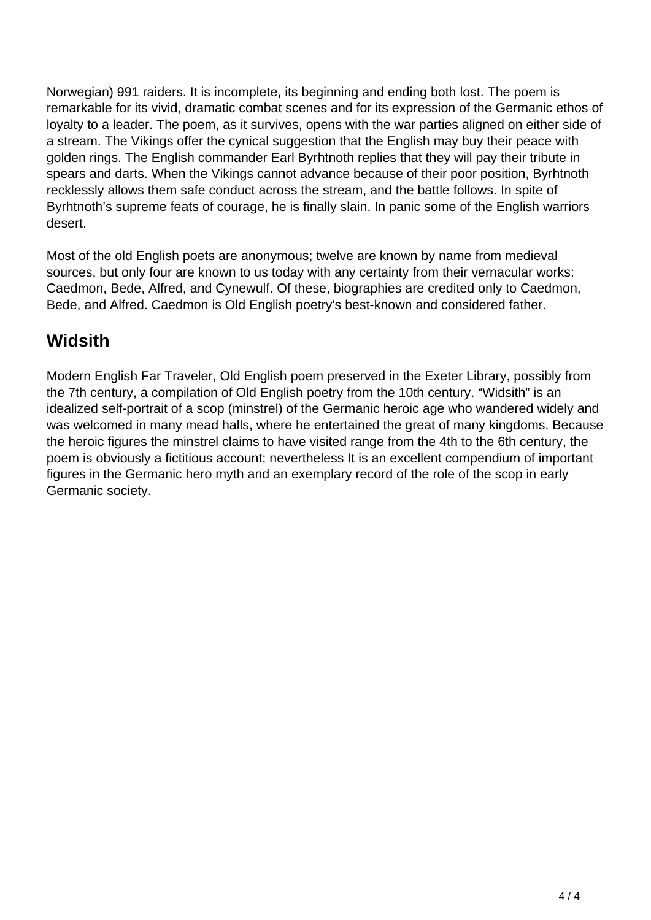Norwegian) 991 raiders. It is incomplete, its beginning and ending both lost. The poem is remarkable for its vivid, dramatic combat scenes and for its expression of the Germanic ethos of loyalty to a leader. The poem, as it survives, opens with the war parties aligned on either side of a stream. The Vikings offer the cynical suggestion that the English may buy their peace with golden rings. The English commander Earl Byrhtnoth replies that they will pay their tribute in spears and darts. When the Vikings cannot advance because of their poor position, Byrhtnoth recklessly allows them safe conduct across the stream, and the battle follows. In spite of Byrhtnoth's supreme feats of courage, he is finally slain. In panic some of the English warriors desert.

Most of the old English poets are anonymous; twelve are known by name from medieval sources, but only four are known to us today with any certainty from their vernacular works: Caedmon, Bede, Alfred, and Cynewulf. Of these, biographies are credited only to Caedmon, Bede, and Alfred. Caedmon is Old English poetry's best-known and considered father.

## Widsith

Modern English Far Traveler, Old English poem preserved in the Exeter Library, possibly from the 7th century, a compilation of Old English poetry from the 10th century. "Widsith" is an idealized self-portrait of a scop (minstrel) of the Germanic heroic age who wandered widely and was welcomed in many mead halls, where he entertained the great of many kingdoms. Because the heroic figures the minstrel claims to have visited range from the 4th to the 6th century, the poem is obviously a fictitious account; nevertheless It is an excellent compendium of important figures in the Germanic hero myth and an exemplary record of the role of the scop in early Germanic society.